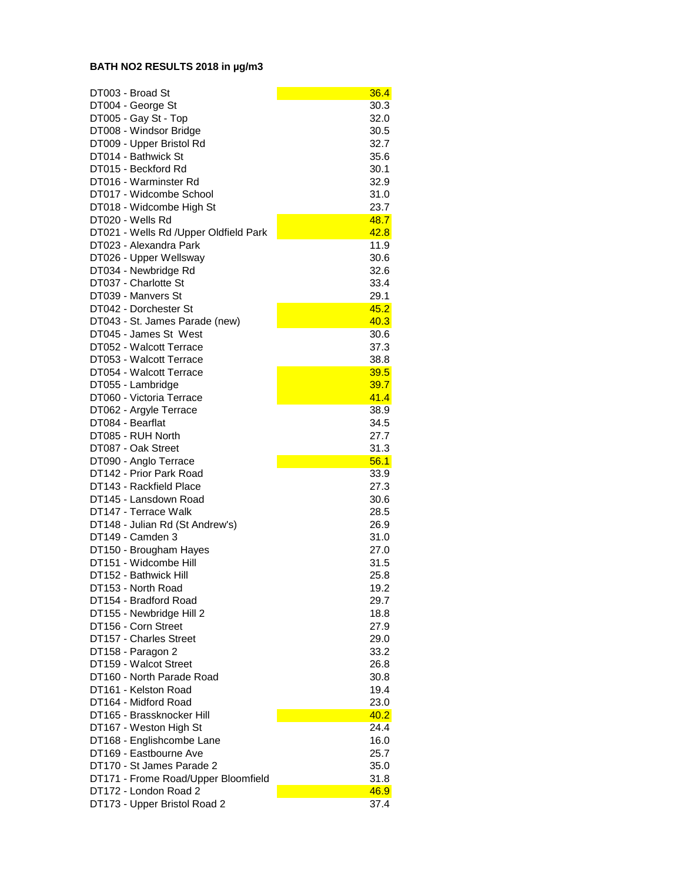**BATH NO2 RESULTS 2018 in µg/m3**

| Site | Result |
|---|---|
| DT003 - Broad St | 36.4 |
| DT004 - George St | 30.3 |
| DT005 - Gay St - Top | 32.0 |
| DT008 - Windsor Bridge | 30.5 |
| DT009 - Upper Bristol Rd | 32.7 |
| DT014 - Bathwick St | 35.6 |
| DT015 - Beckford Rd | 30.1 |
| DT016 - Warminster Rd | 32.9 |
| DT017 - Widcombe School | 31.0 |
| DT018 - Widcombe High St | 23.7 |
| DT020 - Wells Rd | 48.7 |
| DT021 - Wells Rd /Upper Oldfield Park | 42.8 |
| DT023 - Alexandra Park | 11.9 |
| DT026 - Upper Wellsway | 30.6 |
| DT034 - Newbridge Rd | 32.6 |
| DT037 - Charlotte St | 33.4 |
| DT039 - Manvers St | 29.1 |
| DT042 - Dorchester St | 45.2 |
| DT043 - St. James Parade (new) | 40.3 |
| DT045 - James St West | 30.6 |
| DT052 - Walcott Terrace | 37.3 |
| DT053 - Walcott Terrace | 38.8 |
| DT054 - Walcott Terrace | 39.5 |
| DT055 - Lambridge | 39.7 |
| DT060 - Victoria Terrace | 41.4 |
| DT062 - Argyle Terrace | 38.9 |
| DT084 - Bearflat | 34.5 |
| DT085 - RUH North | 27.7 |
| DT087 - Oak Street | 31.3 |
| DT090 - Anglo Terrace | 56.1 |
| DT142 - Prior Park Road | 33.9 |
| DT143 - Rackfield Place | 27.3 |
| DT145 - Lansdown Road | 30.6 |
| DT147 - Terrace Walk | 28.5 |
| DT148 - Julian Rd (St Andrew's) | 26.9 |
| DT149 - Camden 3 | 31.0 |
| DT150 - Brougham Hayes | 27.0 |
| DT151 - Widcombe Hill | 31.5 |
| DT152 - Bathwick Hill | 25.8 |
| DT153 - North Road | 19.2 |
| DT154 - Bradford Road | 29.7 |
| DT155 - Newbridge Hill 2 | 18.8 |
| DT156 - Corn Street | 27.9 |
| DT157 - Charles Street | 29.0 |
| DT158 - Paragon 2 | 33.2 |
| DT159 - Walcot Street | 26.8 |
| DT160 - North Parade Road | 30.8 |
| DT161 - Kelston Road | 19.4 |
| DT164 - Midford Road | 23.0 |
| DT165 - Brassknocker Hill | 40.2 |
| DT167 - Weston High St | 24.4 |
| DT168 - Englishcombe Lane | 16.0 |
| DT169 - Eastbourne Ave | 25.7 |
| DT170 - St James Parade 2 | 35.0 |
| DT171 - Frome Road/Upper Bloomfield | 31.8 |
| DT172 - London Road 2 | 46.9 |
| DT173 - Upper Bristol Road 2 | 37.4 |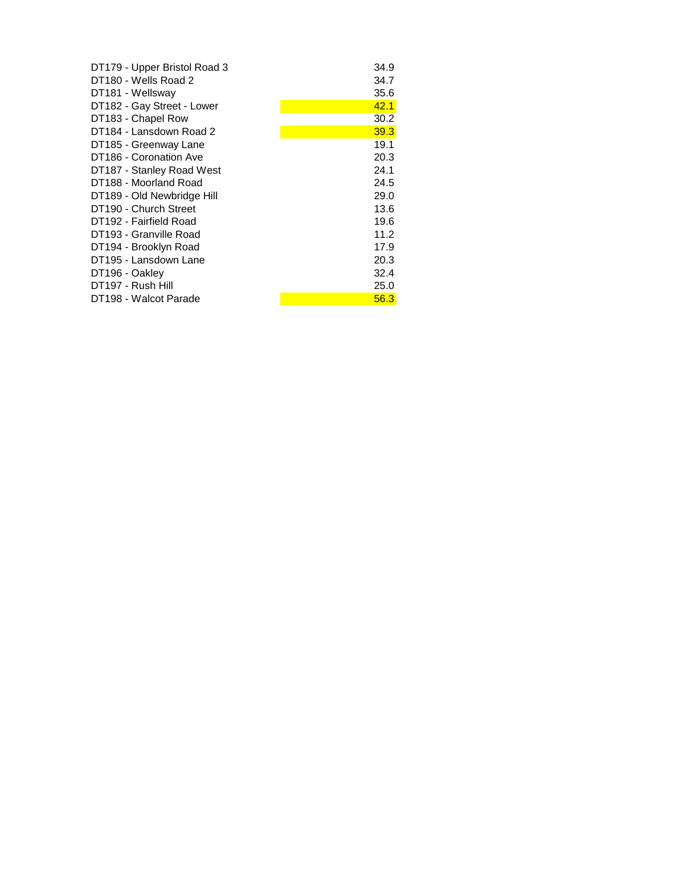| | |
|---|---|
| DT179 - Upper Bristol Road 3 | 34.9 |
| DT180 - Wells Road 2 | 34.7 |
| DT181 - Wellsway | 35.6 |
| DT182 - Gay Street - Lower | 42.1 |
| DT183 - Chapel Row | 30.2 |
| DT184 - Lansdown Road 2 | 39.3 |
| DT185 - Greenway Lane | 19.1 |
| DT186 - Coronation Ave | 20.3 |
| DT187 - Stanley Road West | 24.1 |
| DT188 - Moorland Road | 24.5 |
| DT189 - Old Newbridge Hill | 29.0 |
| DT190 - Church Street | 13.6 |
| DT192 - Fairfield Road | 19.6 |
| DT193 - Granville Road | 11.2 |
| DT194 - Brooklyn Road | 17.9 |
| DT195 - Lansdown Lane | 20.3 |
| DT196 - Oakley | 32.4 |
| DT197 - Rush Hill | 25.0 |
| DT198 - Walcot Parade | 56.3 |